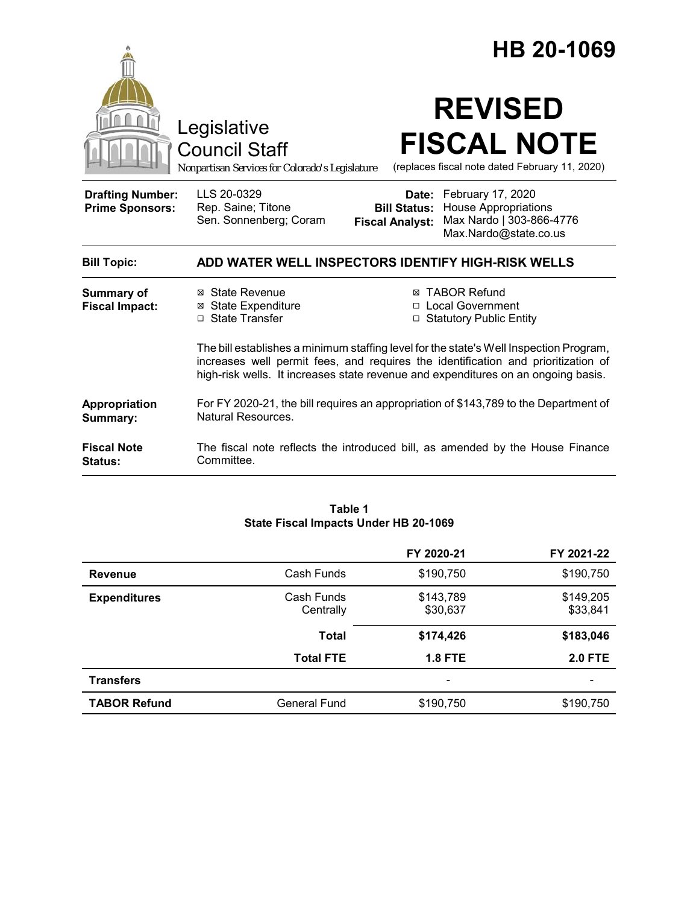# HB 20-1069

Legislative Council Staff

*Nonpartisan Services for Colorado's Legislature*

# REVISED FISCAL NOTE

(replaces fiscal note dated February 11, 2020)

| | | | |
|---|---|---|---|
| **Drafting Number:** | LLS 20-0329 | **Date:** | February 17, 2020 |
| **Prime Sponsors:** | Rep. Saine; Titone<br>Sen. Sonnenberg; Coram | **Bill Status:** | House Appropriations |
| | | **Fiscal Analyst:** | Max Nardo \| 303-866-4776<br>Max.Nardo@state.co.us |

**Bill Topic:** **ADD WATER WELL INSPECTORS IDENTIFY HIGH-RISK WELLS**

**Summary of Fiscal Impact:**

- ☒ State Revenue
- ☒ State Expenditure
- ☐ State Transfer
- ☒ TABOR Refund
- ☐ Local Government
- ☐ Statutory Public Entity

The bill establishes a minimum staffing level for the state's Well Inspection Program, increases well permit fees, and requires the identification and prioritization of high-risk wells. It increases state revenue and expenditures on an ongoing basis.

**Appropriation Summary:** For FY 2020-21, the bill requires an appropriation of $143,789 to the Department of Natural Resources.

**Fiscal Note Status:** The fiscal note reflects the introduced bill, as amended by the House Finance Committee.

**Table 1**
**State Fiscal Impacts Under HB 20-1069**

| | | FY 2020-21 | FY 2021-22 |
|---|---|---|---|
| **Revenue** | Cash Funds | $190,750 | $190,750 |
| **Expenditures** | Cash Funds<br>Centrally | $143,789<br>$30,637 | $149,205<br>$33,841 |
| | **Total** | **$174,426** | **$183,046** |
| | **Total FTE** | **1.8 FTE** | **2.0 FTE** |
| **Transfers** | | - | - |
| **TABOR Refund** | General Fund | $190,750 | $190,750 |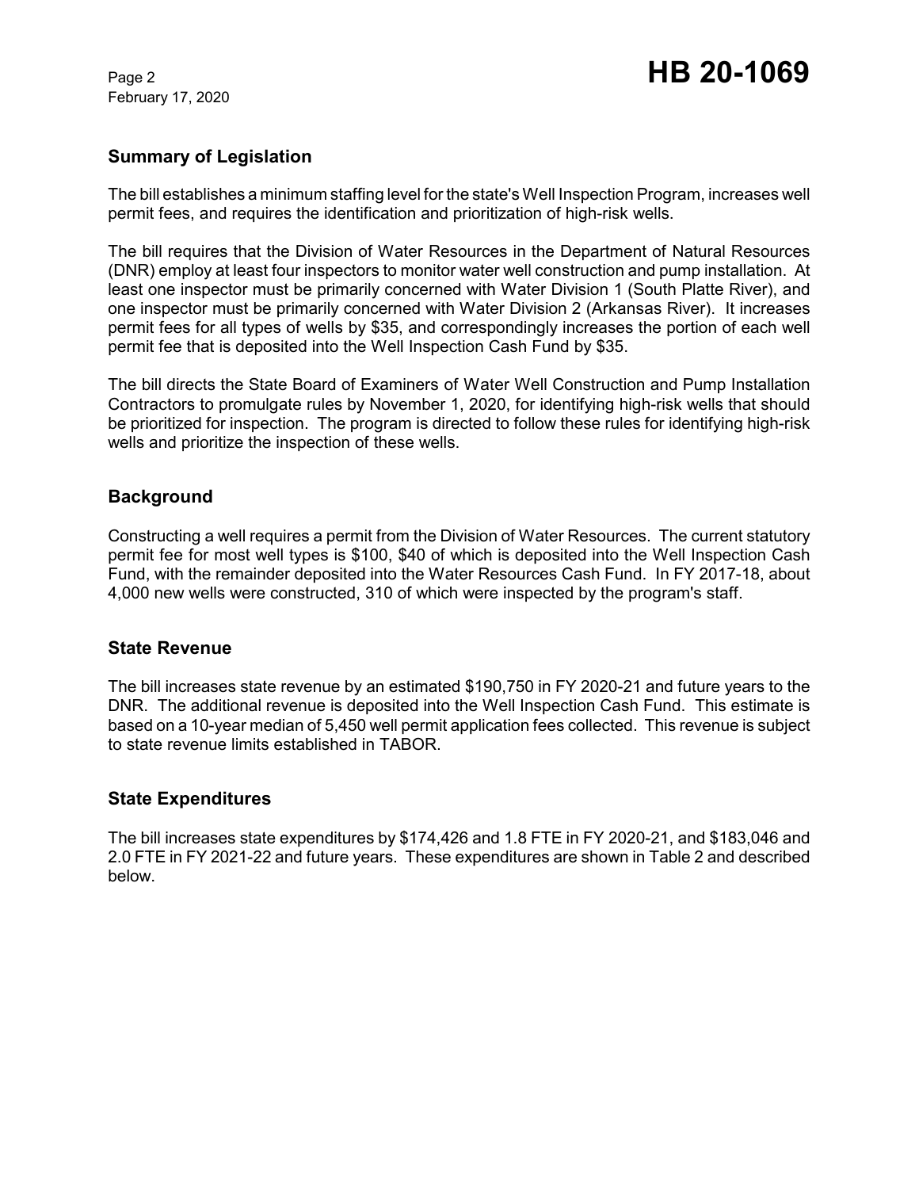## Summary of Legislation

The bill establishes a minimum staffing level for the state's Well Inspection Program, increases well permit fees, and requires the identification and prioritization of high-risk wells.

The bill requires that the Division of Water Resources in the Department of Natural Resources (DNR) employ at least four inspectors to monitor water well construction and pump installation. At least one inspector must be primarily concerned with Water Division 1 (South Platte River), and one inspector must be primarily concerned with Water Division 2 (Arkansas River). It increases permit fees for all types of wells by $35, and correspondingly increases the portion of each well permit fee that is deposited into the Well Inspection Cash Fund by $35.

The bill directs the State Board of Examiners of Water Well Construction and Pump Installation Contractors to promulgate rules by November 1, 2020, for identifying high-risk wells that should be prioritized for inspection. The program is directed to follow these rules for identifying high-risk wells and prioritize the inspection of these wells.

## Background

Constructing a well requires a permit from the Division of Water Resources. The current statutory permit fee for most well types is $100, $40 of which is deposited into the Well Inspection Cash Fund, with the remainder deposited into the Water Resources Cash Fund. In FY 2017-18, about 4,000 new wells were constructed, 310 of which were inspected by the program's staff.

## State Revenue

The bill increases state revenue by an estimated $190,750 in FY 2020-21 and future years to the DNR. The additional revenue is deposited into the Well Inspection Cash Fund. This estimate is based on a 10-year median of 5,450 well permit application fees collected. This revenue is subject to state revenue limits established in TABOR.

## State Expenditures

The bill increases state expenditures by $174,426 and 1.8 FTE in FY 2020-21, and $183,046 and 2.0 FTE in FY 2021-22 and future years. These expenditures are shown in Table 2 and described below.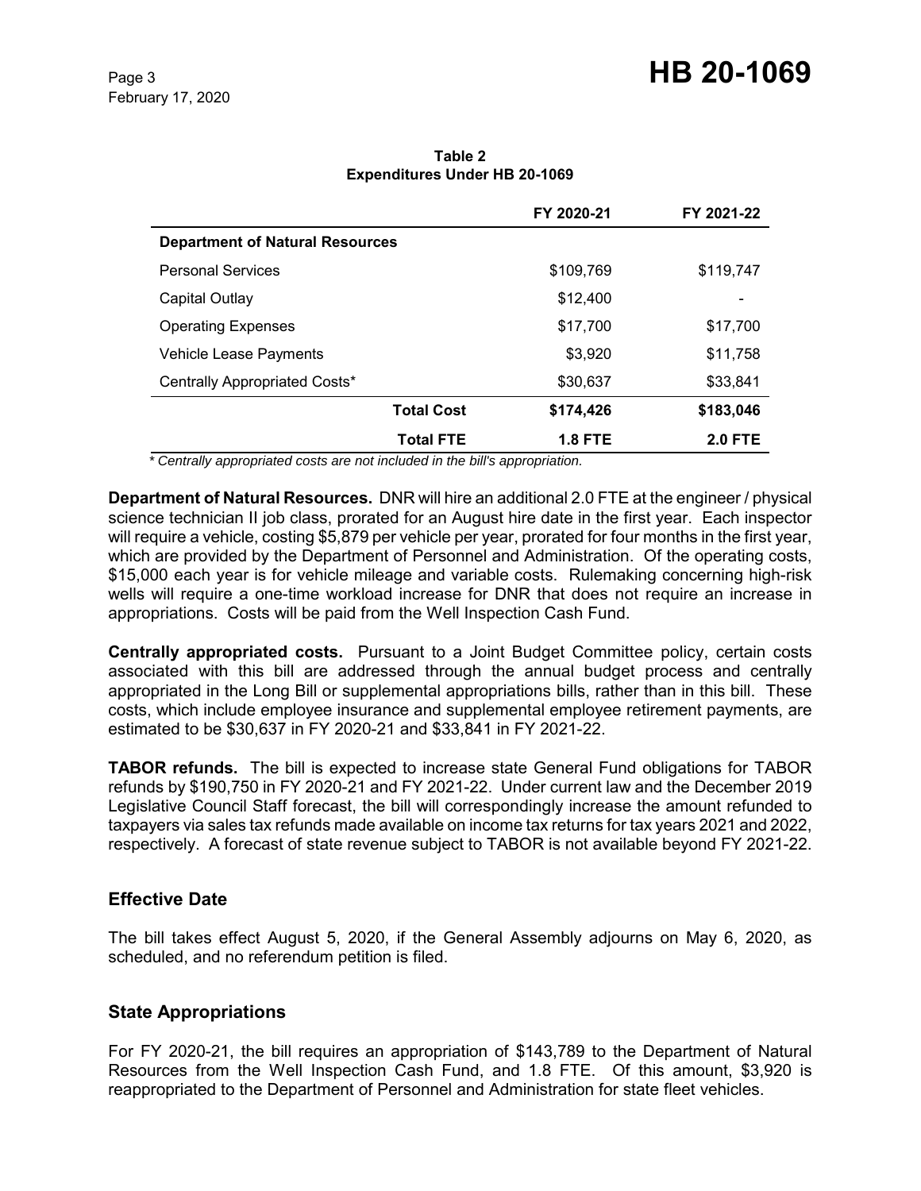**Table 2**
**Expenditures Under HB 20-1069**

| | FY 2020-21 | FY 2021-22 |
|---|---|---|
| **Department of Natural Resources** | | |
| Personal Services | $109,769 | $119,747 |
| Capital Outlay | $12,400 | - |
| Operating Expenses | $17,700 | $17,700 |
| Vehicle Lease Payments | $3,920 | $11,758 |
| Centrally Appropriated Costs* | $30,637 | $33,841 |
| **Total Cost** | **$174,426** | **$183,046** |
| **Total FTE** | **1.8 FTE** | **2.0 FTE** |

*\* Centrally appropriated costs are not included in the bill's appropriation.*

**Department of Natural Resources.** DNR will hire an additional 2.0 FTE at the engineer / physical science technician II job class, prorated for an August hire date in the first year. Each inspector will require a vehicle, costing $5,879 per vehicle per year, prorated for four months in the first year, which are provided by the Department of Personnel and Administration. Of the operating costs, $15,000 each year is for vehicle mileage and variable costs. Rulemaking concerning high-risk wells will require a one-time workload increase for DNR that does not require an increase in appropriations. Costs will be paid from the Well Inspection Cash Fund.

**Centrally appropriated costs.** Pursuant to a Joint Budget Committee policy, certain costs associated with this bill are addressed through the annual budget process and centrally appropriated in the Long Bill or supplemental appropriations bills, rather than in this bill. These costs, which include employee insurance and supplemental employee retirement payments, are estimated to be $30,637 in FY 2020-21 and $33,841 in FY 2021-22.

**TABOR refunds.** The bill is expected to increase state General Fund obligations for TABOR refunds by $190,750 in FY 2020-21 and FY 2021-22. Under current law and the December 2019 Legislative Council Staff forecast, the bill will correspondingly increase the amount refunded to taxpayers via sales tax refunds made available on income tax returns for tax years 2021 and 2022, respectively. A forecast of state revenue subject to TABOR is not available beyond FY 2021-22.

## Effective Date

The bill takes effect August 5, 2020, if the General Assembly adjourns on May 6, 2020, as scheduled, and no referendum petition is filed.

## State Appropriations

For FY 2020-21, the bill requires an appropriation of $143,789 to the Department of Natural Resources from the Well Inspection Cash Fund, and 1.8 FTE. Of this amount, $3,920 is reappropriated to the Department of Personnel and Administration for state fleet vehicles.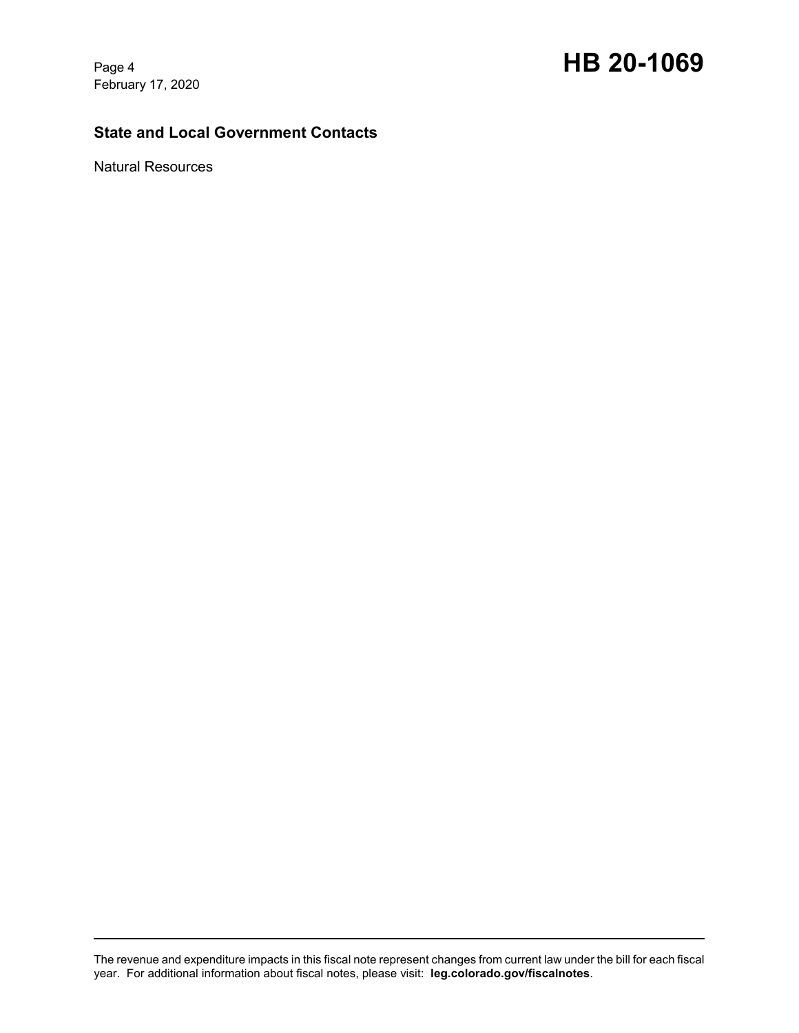## State and Local Government Contacts

Natural Resources

The revenue and expenditure impacts in this fiscal note represent changes from current law under the bill for each fiscal year. For additional information about fiscal notes, please visit: **leg.colorado.gov/fiscalnotes**.